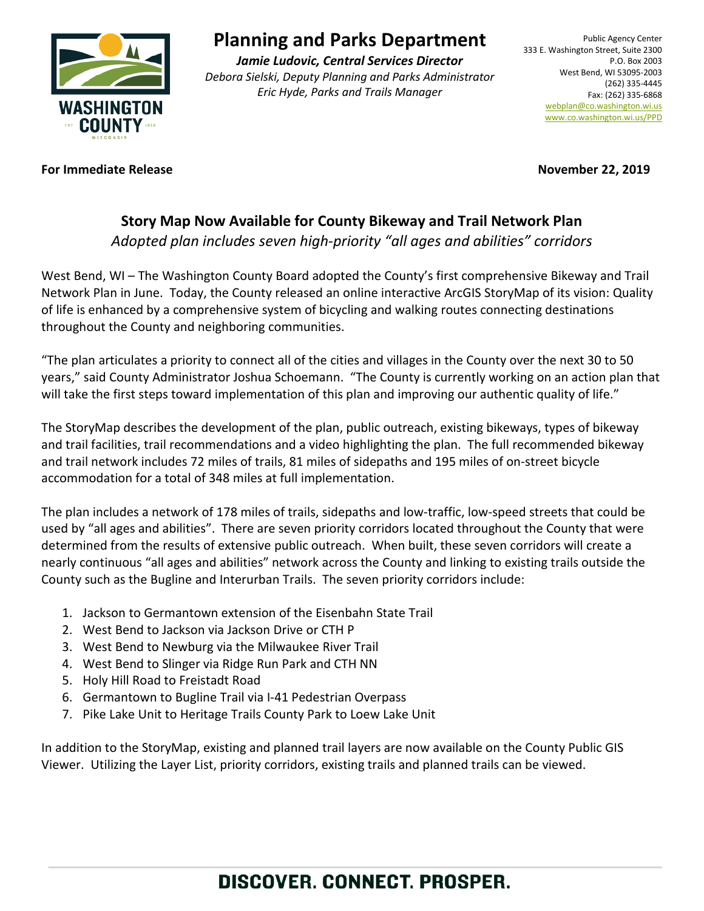# Planning and Parks Department

***Jamie Ludovic, Central Services Director***
*Debora Sielski, Deputy Planning and Parks Administrator*
*Eric Hyde, Parks and Trails Manager*

Public Agency Center
333 E. Washington Street, Suite 2300
P.O. Box 2003
West Bend, WI 53095-2003
(262) 335-4445
Fax: (262) 335-6868
webplan@co.washington.wi.us
www.co.washington.wi.us/PPD

**For Immediate Release** **November 22, 2019**

## Story Map Now Available for County Bikeway and Trail Network Plan

*Adopted plan includes seven high-priority "all ages and abilities" corridors*

West Bend, WI – The Washington County Board adopted the County's first comprehensive Bikeway and Trail Network Plan in June. Today, the County released an online interactive ArcGIS StoryMap of its vision: Quality of life is enhanced by a comprehensive system of bicycling and walking routes connecting destinations throughout the County and neighboring communities.

"The plan articulates a priority to connect all of the cities and villages in the County over the next 30 to 50 years," said County Administrator Joshua Schoemann. "The County is currently working on an action plan that will take the first steps toward implementation of this plan and improving our authentic quality of life."

The StoryMap describes the development of the plan, public outreach, existing bikeways, types of bikeway and trail facilities, trail recommendations and a video highlighting the plan. The full recommended bikeway and trail network includes 72 miles of trails, 81 miles of sidepaths and 195 miles of on-street bicycle accommodation for a total of 348 miles at full implementation.

The plan includes a network of 178 miles of trails, sidepaths and low-traffic, low-speed streets that could be used by "all ages and abilities". There are seven priority corridors located throughout the County that were determined from the results of extensive public outreach. When built, these seven corridors will create a nearly continuous "all ages and abilities" network across the County and linking to existing trails outside the County such as the Bugline and Interurban Trails. The seven priority corridors include:

1. Jackson to Germantown extension of the Eisenbahn State Trail
2. West Bend to Jackson via Jackson Drive or CTH P
3. West Bend to Newburg via the Milwaukee River Trail
4. West Bend to Slinger via Ridge Run Park and CTH NN
5. Holy Hill Road to Freistadt Road
6. Germantown to Bugline Trail via I-41 Pedestrian Overpass
7. Pike Lake Unit to Heritage Trails County Park to Loew Lake Unit

In addition to the StoryMap, existing and planned trail layers are now available on the County Public GIS Viewer. Utilizing the Layer List, priority corridors, existing trails and planned trails can be viewed.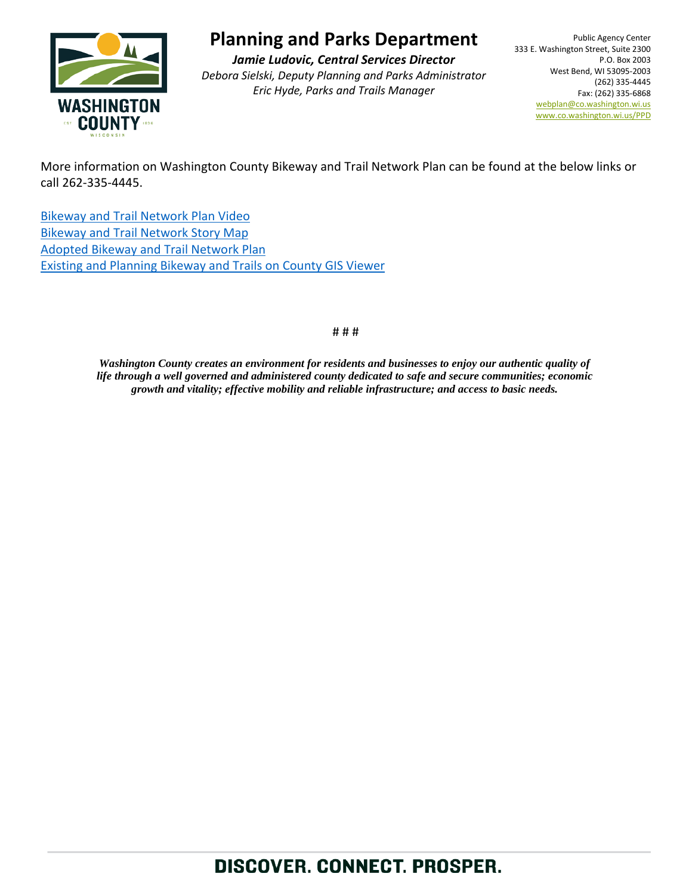# Planning and Parks Department

***Jamie Ludovic, Central Services Director***

*Debora Sielski, Deputy Planning and Parks Administrator*

*Eric Hyde, Parks and Trails Manager*

Public Agency Center
333 E. Washington Street, Suite 2300
P.O. Box 2003
West Bend, WI 53095-2003
(262) 335-4445
Fax: (262) 335-6868
webplan@co.washington.wi.us
www.co.washington.wi.us/PPD

More information on Washington County Bikeway and Trail Network Plan can be found at the below links or call 262-335-4445.

Bikeway and Trail Network Plan Video
Bikeway and Trail Network Story Map
Adopted Bikeway and Trail Network Plan
Existing and Planning Bikeway and Trails on County GIS Viewer

# # #

***Washington County creates an environment for residents and businesses to enjoy our authentic quality of life through a well governed and administered county dedicated to safe and secure communities; economic growth and vitality; effective mobility and reliable infrastructure; and access to basic needs.***

**DISCOVER. CONNECT. PROSPER.**